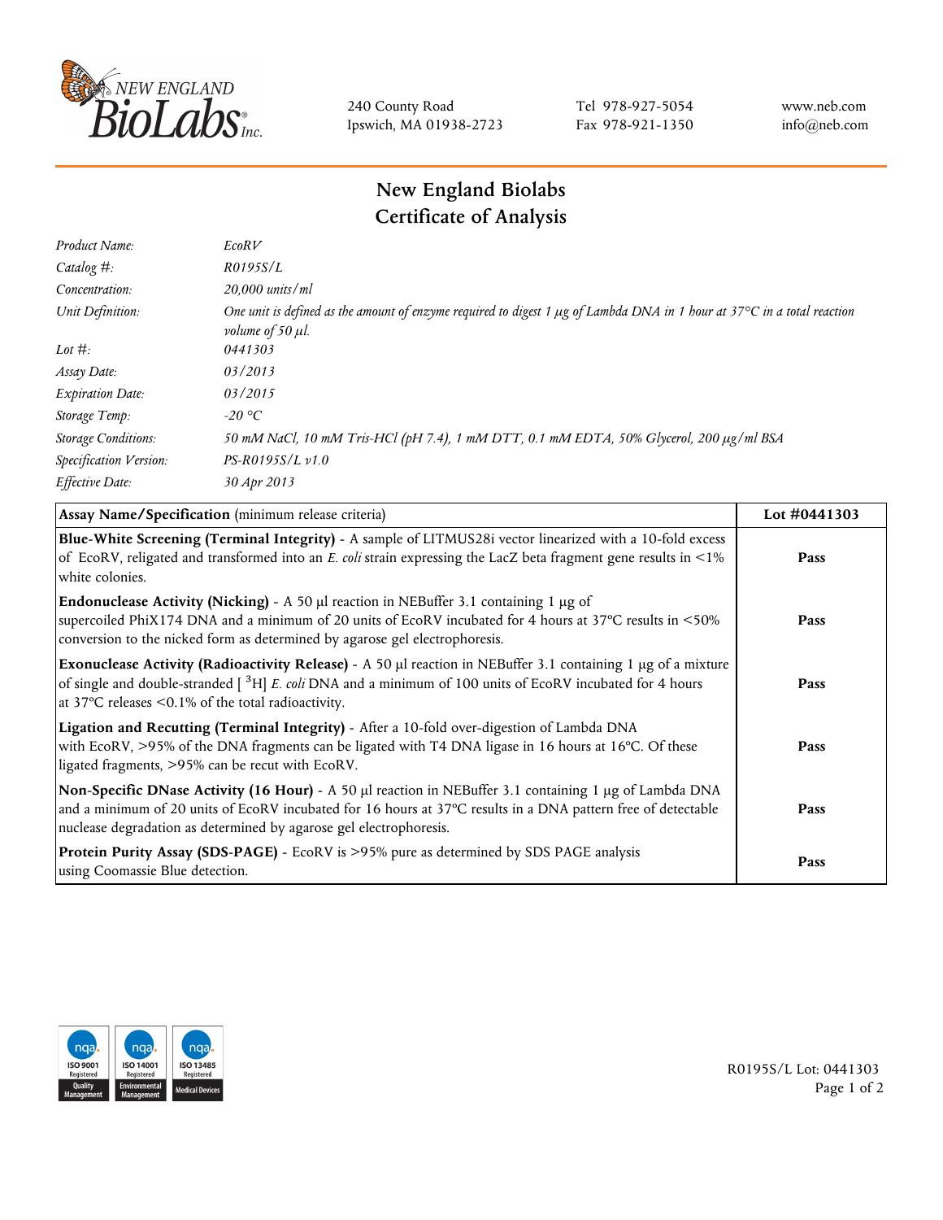240 County Road
Ipswich, MA 01938-2723

Tel 978-927-5054
Fax 978-921-1350

www.neb.com
info@neb.com

# New England Biolabs
# Certificate of Analysis

| | |
|---|---|
| *Product Name:* | *EcoRV* |
| *Catalog #:* | *R0195S/L* |
| *Concentration:* | *20,000 units/ml* |
| *Unit Definition:* | *One unit is defined as the amount of enzyme required to digest 1 µg of Lambda DNA in 1 hour at 37°C in a total reaction volume of 50 µl.* |
| *Lot #:* | *0441303* |
| *Assay Date:* | *03/2013* |
| *Expiration Date:* | *03/2015* |
| *Storage Temp:* | *-20 °C* |
| *Storage Conditions:* | *50 mM NaCl, 10 mM Tris-HCl (pH 7.4), 1 mM DTT, 0.1 mM EDTA, 50% Glycerol, 200 µg/ml BSA* |
| *Specification Version:* | *PS-R0195S/L v1.0* |
| *Effective Date:* | *30 Apr 2013* |

| **Assay Name/Specification** (minimum release criteria) | **Lot #0441303** |
|---|---|
| **Blue-White Screening (Terminal Integrity)** - A sample of LITMUS28i vector linearized with a 10-fold excess of EcoRV, religated and transformed into an *E. coli* strain expressing the LacZ beta fragment gene results in <1% white colonies. | **Pass** |
| **Endonuclease Activity (Nicking)** - A 50 µl reaction in NEBuffer 3.1 containing 1 µg of supercoiled PhiX174 DNA and a minimum of 20 units of EcoRV incubated for 4 hours at 37°C results in <50% conversion to the nicked form as determined by agarose gel electrophoresis. | **Pass** |
| **Exonuclease Activity (Radioactivity Release)** - A 50 µl reaction in NEBuffer 3.1 containing 1 µg of a mixture of single and double-stranded [$^{3}$H] *E. coli* DNA and a minimum of 100 units of EcoRV incubated for 4 hours at 37°C releases <0.1% of the total radioactivity. | **Pass** |
| **Ligation and Recutting (Terminal Integrity)** - After a 10-fold over-digestion of Lambda DNA with EcoRV, >95% of the DNA fragments can be ligated with T4 DNA ligase in 16 hours at 16°C. Of these ligated fragments, >95% can be recut with EcoRV. | **Pass** |
| **Non-Specific DNase Activity (16 Hour)** - A 50 µl reaction in NEBuffer 3.1 containing 1 µg of Lambda DNA and a minimum of 20 units of EcoRV incubated for 16 hours at 37°C results in a DNA pattern free of detectable nuclease degradation as determined by agarose gel electrophoresis. | **Pass** |
| **Protein Purity Assay (SDS-PAGE)** - EcoRV is >95% pure as determined by SDS PAGE analysis using Coomassie Blue detection. | **Pass** |

R0195S/L Lot: 0441303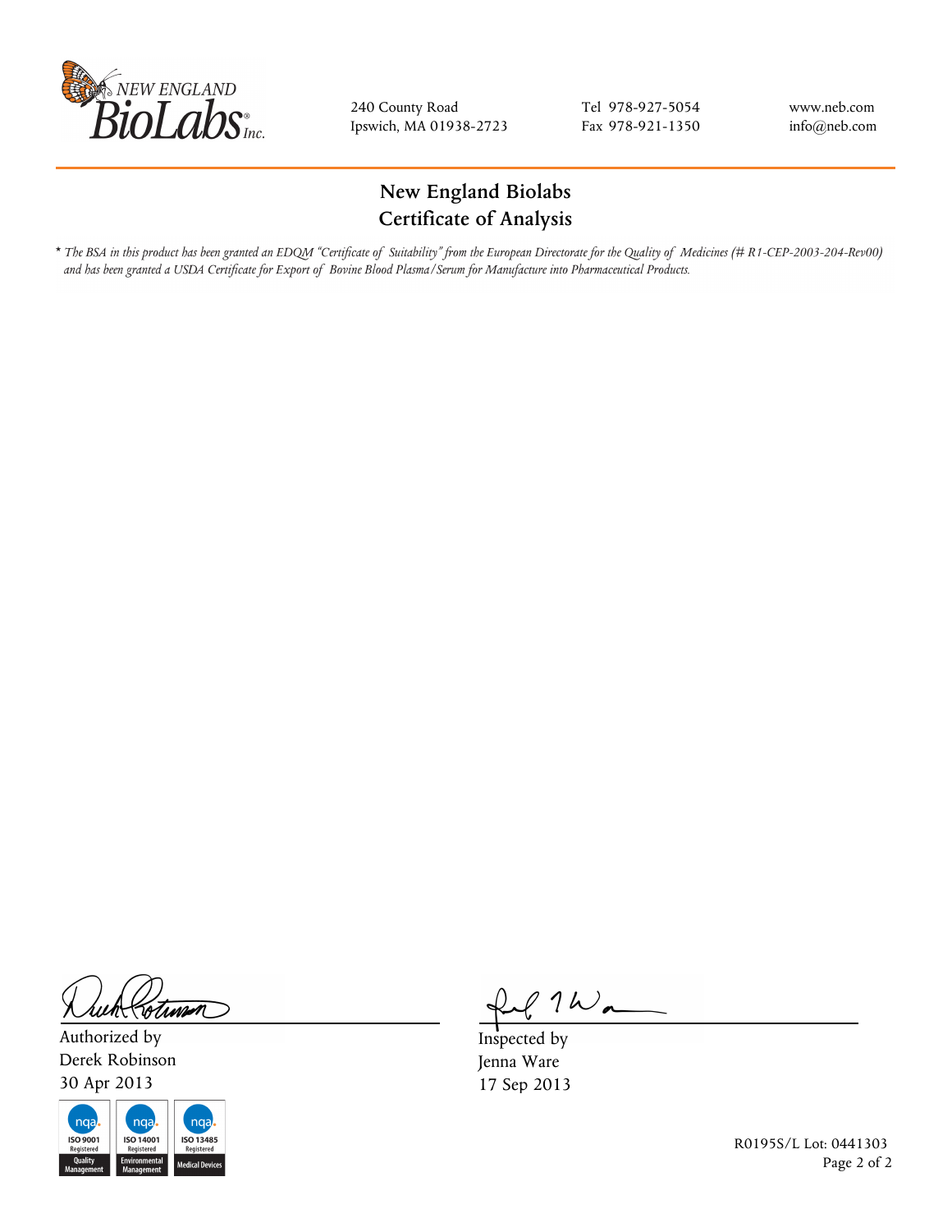240 County Road
Ipswich, MA 01938-2723

Tel 978-927-5054
Fax 978-921-1350

www.neb.com
info@neb.com

## New England Biolabs
## Certificate of Analysis

\* *The BSA in this product has been granted an EDQM "Certificate of Suitability" from the European Directorate for the Quality of Medicines (# R1-CEP-2003-204-Rev00) and has been granted a USDA Certificate for Export of Bovine Blood Plasma/Serum for Manufacture into Pharmaceutical Products.*

Authorized by
Derek Robinson
30 Apr 2013

Inspected by
Jenna Ware
17 Sep 2013

ISO 9001 Registered Quality Management
ISO 14001 Registered Environmental Management
ISO 13485 Registered Medical Devices

R0195S/L Lot: 0441303